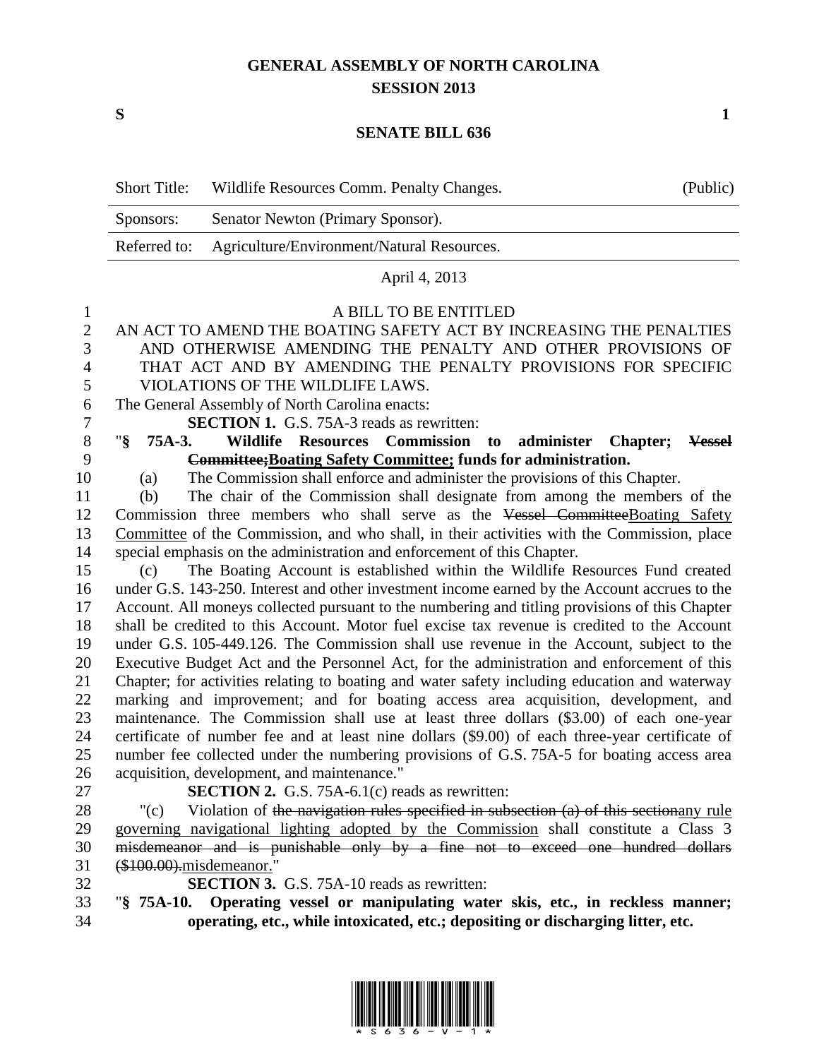# GENERAL ASSEMBLY OF NORTH CAROLINA
## SESSION 2013

**S** **1**

## SENATE BILL 636

| | | |
|---|---|---|
| Short Title: | Wildlife Resources Comm. Penalty Changes. | (Public) |
| Sponsors: | Senator Newton (Primary Sponsor). | |
| Referred to: | Agriculture/Environment/Natural Resources. | |

April 4, 2013

A BILL TO BE ENTITLED

AN ACT TO AMEND THE BOATING SAFETY ACT BY INCREASING THE PENALTIES AND OTHERWISE AMENDING THE PENALTY AND OTHER PROVISIONS OF THAT ACT AND BY AMENDING THE PENALTY PROVISIONS FOR SPECIFIC VIOLATIONS OF THE WILDLIFE LAWS.

The General Assembly of North Carolina enacts:

**SECTION 1.** G.S. 75A-3 reads as rewritten:

"**§ 75A-3. Wildlife Resources Commission to administer Chapter; ~~Vessel Committee;~~Boating Safety Committee; funds for administration.**

(a) The Commission shall enforce and administer the provisions of this Chapter.

(b) The chair of the Commission shall designate from among the members of the Commission three members who shall serve as the ~~Vessel Committee~~Boating Safety Committee of the Commission, and who shall, in their activities with the Commission, place special emphasis on the administration and enforcement of this Chapter.

(c) The Boating Account is established within the Wildlife Resources Fund created under G.S. 143-250. Interest and other investment income earned by the Account accrues to the Account. All moneys collected pursuant to the numbering and titling provisions of this Chapter shall be credited to this Account. Motor fuel excise tax revenue is credited to the Account under G.S. 105-449.126. The Commission shall use revenue in the Account, subject to the Executive Budget Act and the Personnel Act, for the administration and enforcement of this Chapter; for activities relating to boating and water safety including education and waterway marking and improvement; and for boating access area acquisition, development, and maintenance. The Commission shall use at least three dollars ($3.00) of each one-year certificate of number fee and at least nine dollars ($9.00) of each three-year certificate of number fee collected under the numbering provisions of G.S. 75A-5 for boating access area acquisition, development, and maintenance."

**SECTION 2.** G.S. 75A-6.1(c) reads as rewritten:

"(c) Violation of ~~the navigation rules specified in subsection (a) of this section~~any rule governing navigational lighting adopted by the Commission shall constitute a Class 3 ~~misdemeanor and is punishable only by a fine not to exceed one hundred dollars ($100.00).~~misdemeanor."

**SECTION 3.** G.S. 75A-10 reads as rewritten:

"**§ 75A-10. Operating vessel or manipulating water skis, etc., in reckless manner; operating, etc., while intoxicated, etc.; depositing or discharging litter, etc.**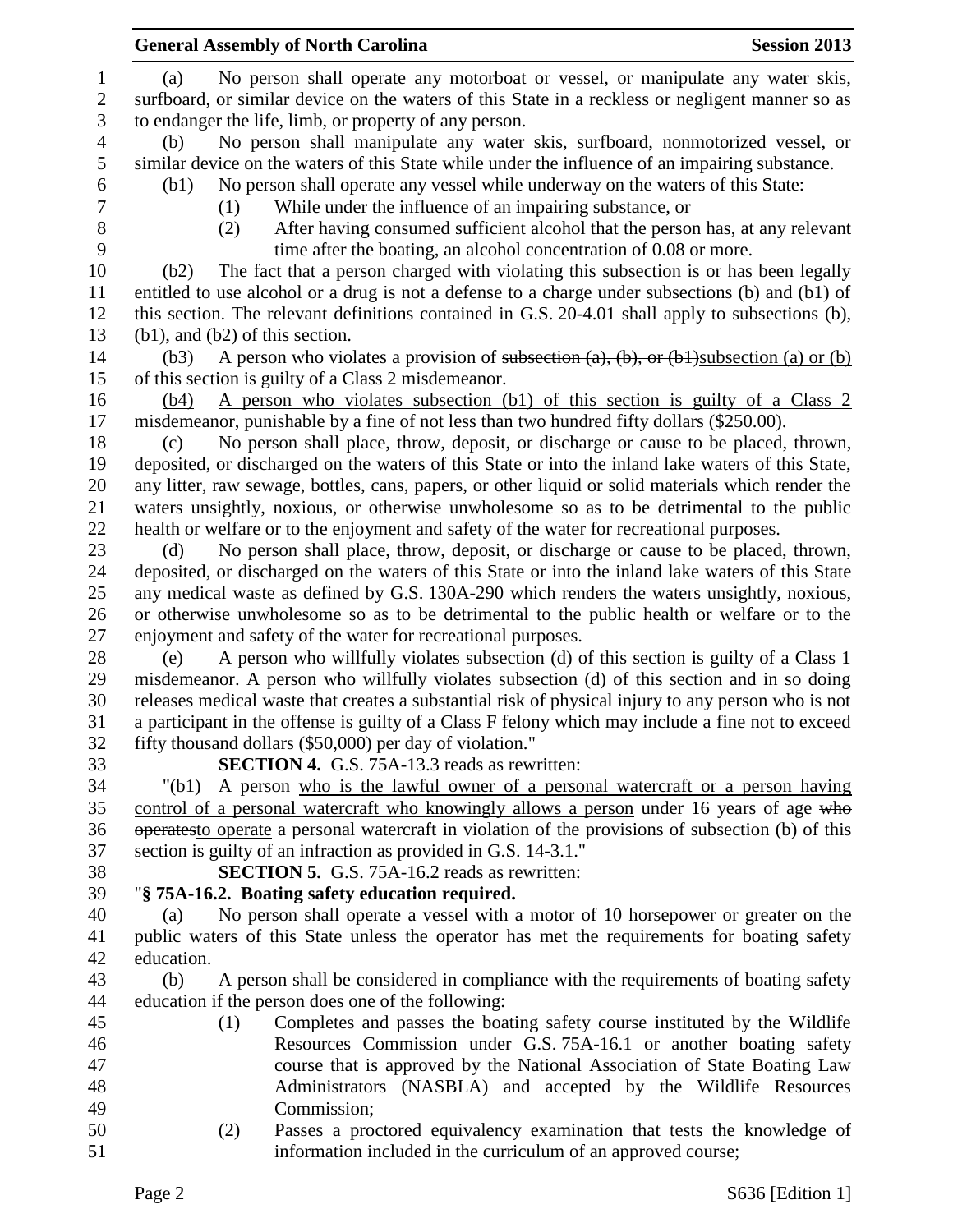(a) No person shall operate any motorboat or vessel, or manipulate any water skis, surfboard, or similar device on the waters of this State in a reckless or negligent manner so as to endanger the life, limb, or property of any person.

(b) No person shall manipulate any water skis, surfboard, nonmotorized vessel, or similar device on the waters of this State while under the influence of an impairing substance.

(b1) No person shall operate any vessel while underway on the waters of this State:

- (1) While under the influence of an impairing substance, or
- (2) After having consumed sufficient alcohol that the person has, at any relevant time after the boating, an alcohol concentration of 0.08 or more.

(b2) The fact that a person charged with violating this subsection is or has been legally entitled to use alcohol or a drug is not a defense to a charge under subsections (b) and (b1) of this section. The relevant definitions contained in G.S. 20-4.01 shall apply to subsections (b), (b1), and (b2) of this section.

(b3) A person who violates a provision of ~~subsection (a), (b), or (b1)~~<u>subsection (a) or (b)</u> of this section is guilty of a Class 2 misdemeanor.

<u>(b4) A person who violates subsection (b1) of this section is guilty of a Class 2 misdemeanor, punishable by a fine of not less than two hundred fifty dollars ($250.00).</u>

(c) No person shall place, throw, deposit, or discharge or cause to be placed, thrown, deposited, or discharged on the waters of this State or into the inland lake waters of this State, any litter, raw sewage, bottles, cans, papers, or other liquid or solid materials which render the waters unsightly, noxious, or otherwise unwholesome so as to be detrimental to the public health or welfare or to the enjoyment and safety of the water for recreational purposes.

(d) No person shall place, throw, deposit, or discharge or cause to be placed, thrown, deposited, or discharged on the waters of this State or into the inland lake waters of this State any medical waste as defined by G.S. 130A-290 which renders the waters unsightly, noxious, or otherwise unwholesome so as to be detrimental to the public health or welfare or to the enjoyment and safety of the water for recreational purposes.

(e) A person who willfully violates subsection (d) of this section is guilty of a Class 1 misdemeanor. A person who willfully violates subsection (d) of this section and in so doing releases medical waste that creates a substantial risk of physical injury to any person who is not a participant in the offense is guilty of a Class F felony which may include a fine not to exceed fifty thousand dollars ($50,000) per day of violation."

**SECTION 4.** G.S. 75A-13.3 reads as rewritten:

"(b1) A person <u>who is the lawful owner of a personal watercraft or a person having control of a personal watercraft who knowingly allows a person</u> under 16 years of age ~~who operates~~<u>to operate</u> a personal watercraft in violation of the provisions of subsection (b) of this section is guilty of an infraction as provided in G.S. 14-3.1."

**SECTION 5.** G.S. 75A-16.2 reads as rewritten:

"**§ 75A-16.2. Boating safety education required.**

(a) No person shall operate a vessel with a motor of 10 horsepower or greater on the public waters of this State unless the operator has met the requirements for boating safety education.

(b) A person shall be considered in compliance with the requirements of boating safety education if the person does one of the following:

- (1) Completes and passes the boating safety course instituted by the Wildlife Resources Commission under G.S. 75A-16.1 or another boating safety course that is approved by the National Association of State Boating Law Administrators (NASBLA) and accepted by the Wildlife Resources Commission;
- (2) Passes a proctored equivalency examination that tests the knowledge of information included in the curriculum of an approved course;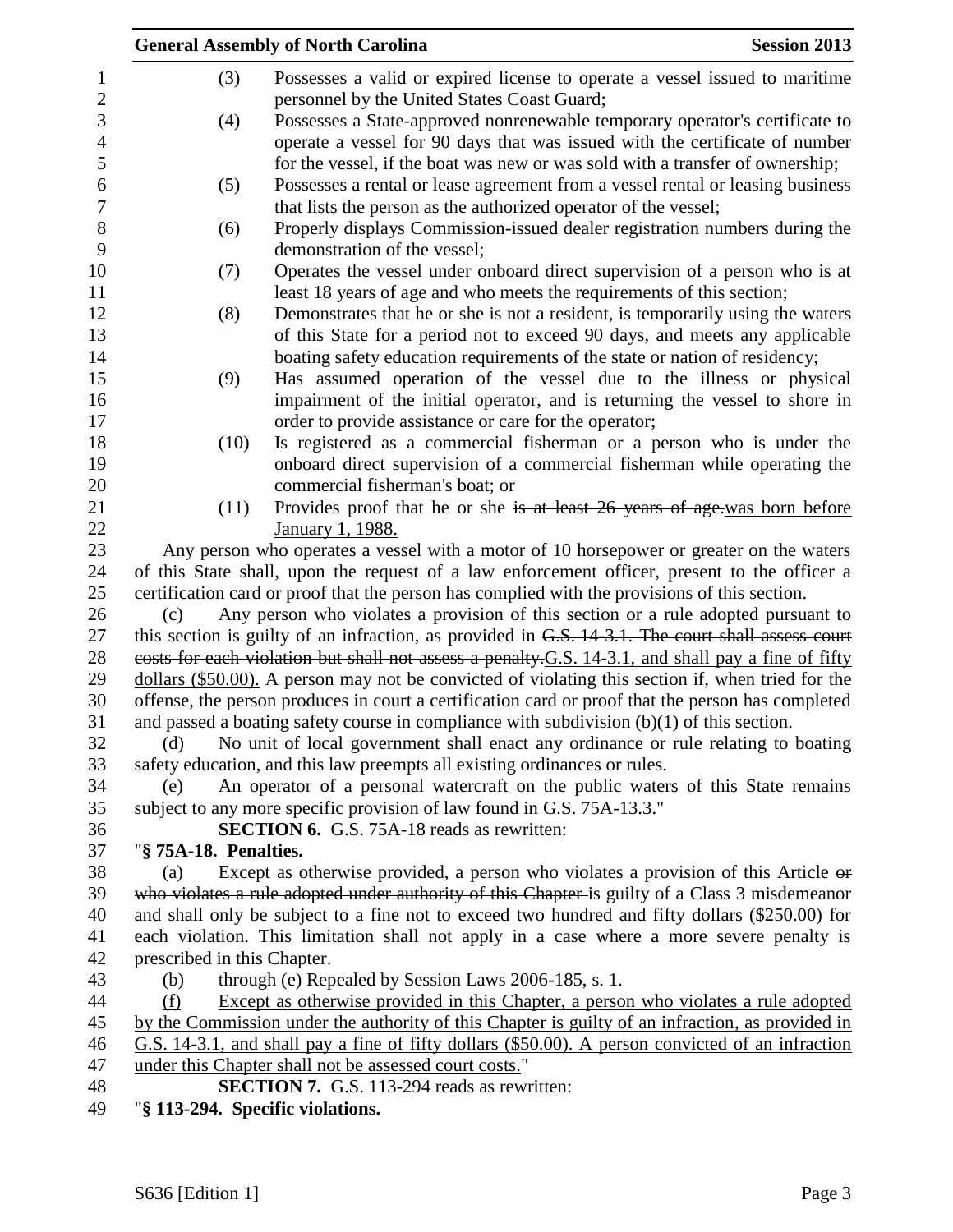(3) Possesses a valid or expired license to operate a vessel issued to maritime personnel by the United States Coast Guard;

(4) Possesses a State-approved nonrenewable temporary operator's certificate to operate a vessel for 90 days that was issued with the certificate of number for the vessel, if the boat was new or was sold with a transfer of ownership;

(5) Possesses a rental or lease agreement from a vessel rental or leasing business that lists the person as the authorized operator of the vessel;

(6) Properly displays Commission-issued dealer registration numbers during the demonstration of the vessel;

(7) Operates the vessel under onboard direct supervision of a person who is at least 18 years of age and who meets the requirements of this section;

(8) Demonstrates that he or she is not a resident, is temporarily using the waters of this State for a period not to exceed 90 days, and meets any applicable boating safety education requirements of the state or nation of residency;

(9) Has assumed operation of the vessel due to the illness or physical impairment of the initial operator, and is returning the vessel to shore in order to provide assistance or care for the operator;

(10) Is registered as a commercial fisherman or a person who is under the onboard direct supervision of a commercial fisherman while operating the commercial fisherman's boat; or

(11) Provides proof that he or she ~~is at least 26 years of age.~~was born before January 1, 1988.

Any person who operates a vessel with a motor of 10 horsepower or greater on the waters of this State shall, upon the request of a law enforcement officer, present to the officer a certification card or proof that the person has complied with the provisions of this section.

(c) Any person who violates a provision of this section or a rule adopted pursuant to this section is guilty of an infraction, as provided in ~~G.S. 14-3.1. The court shall assess court costs for each violation but shall not assess a penalty.~~G.S. 14-3.1, and shall pay a fine of fifty dollars ($50.00). A person may not be convicted of violating this section if, when tried for the offense, the person produces in court a certification card or proof that the person has completed and passed a boating safety course in compliance with subdivision (b)(1) of this section.

(d) No unit of local government shall enact any ordinance or rule relating to boating safety education, and this law preempts all existing ordinances or rules.

(e) An operator of a personal watercraft on the public waters of this State remains subject to any more specific provision of law found in G.S. 75A-13.3."

**SECTION 6.** G.S. 75A-18 reads as rewritten:

"**§ 75A-18. Penalties.**

(a) Except as otherwise provided, a person who violates a provision of this Article ~~or who violates a rule adopted under authority of this Chapter~~ is guilty of a Class 3 misdemeanor and shall only be subject to a fine not to exceed two hundred and fifty dollars ($250.00) for each violation. This limitation shall not apply in a case where a more severe penalty is prescribed in this Chapter.

(b) through (e) Repealed by Session Laws 2006-185, s. 1.

(f) Except as otherwise provided in this Chapter, a person who violates a rule adopted by the Commission under the authority of this Chapter is guilty of an infraction, as provided in G.S. 14-3.1, and shall pay a fine of fifty dollars ($50.00). A person convicted of an infraction under this Chapter shall not be assessed court costs."

**SECTION 7.** G.S. 113-294 reads as rewritten:

"**§ 113-294. Specific violations.**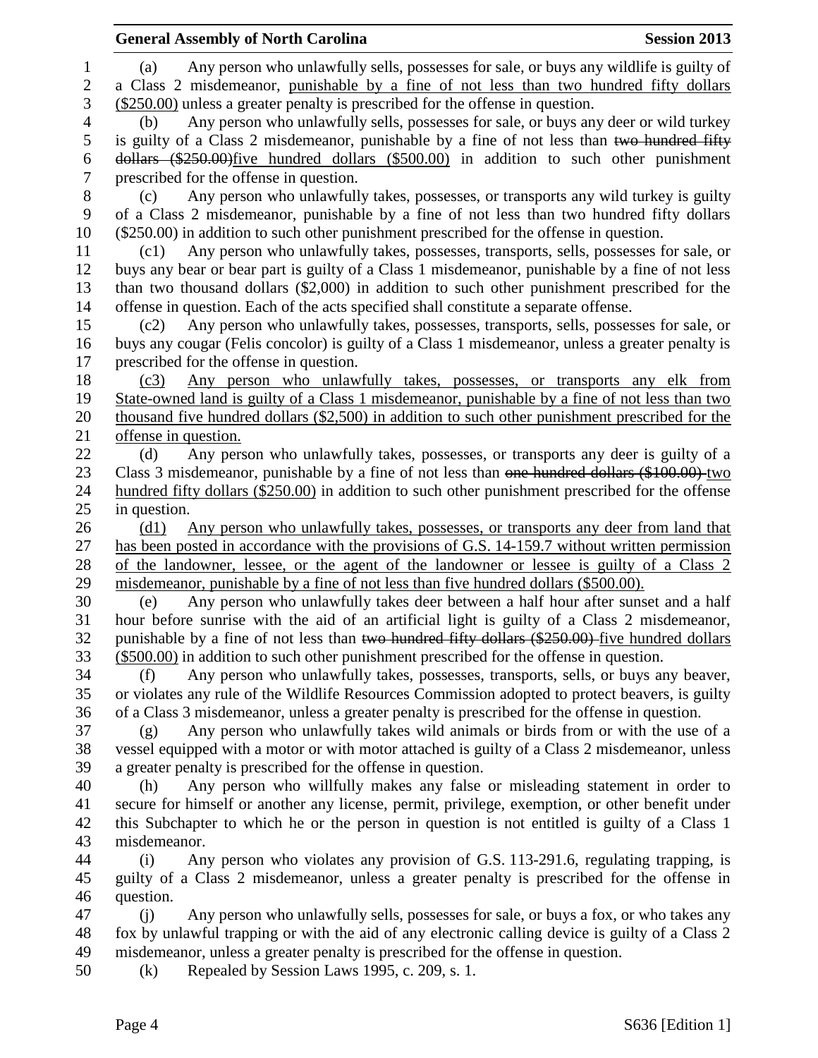(a) Any person who unlawfully sells, possesses for sale, or buys any wildlife is guilty of a Class 2 misdemeanor, punishable by a fine of not less than two hundred fifty dollars ($250.00) unless a greater penalty is prescribed for the offense in question.

(b) Any person who unlawfully sells, possesses for sale, or buys any deer or wild turkey is guilty of a Class 2 misdemeanor, punishable by a fine of not less than ~~two hundred fifty dollars ($250.00)~~five hundred dollars ($500.00) in addition to such other punishment prescribed for the offense in question.

(c) Any person who unlawfully takes, possesses, or transports any wild turkey is guilty of a Class 2 misdemeanor, punishable by a fine of not less than two hundred fifty dollars ($250.00) in addition to such other punishment prescribed for the offense in question.

(c1) Any person who unlawfully takes, possesses, transports, sells, possesses for sale, or buys any bear or bear part is guilty of a Class 1 misdemeanor, punishable by a fine of not less than two thousand dollars ($2,000) in addition to such other punishment prescribed for the offense in question. Each of the acts specified shall constitute a separate offense.

(c2) Any person who unlawfully takes, possesses, transports, sells, possesses for sale, or buys any cougar (Felis concolor) is guilty of a Class 1 misdemeanor, unless a greater penalty is prescribed for the offense in question.

(c3) Any person who unlawfully takes, possesses, or transports any elk from State-owned land is guilty of a Class 1 misdemeanor, punishable by a fine of not less than two thousand five hundred dollars ($2,500) in addition to such other punishment prescribed for the offense in question.

(d) Any person who unlawfully takes, possesses, or transports any deer is guilty of a Class 3 misdemeanor, punishable by a fine of not less than ~~one hundred dollars ($100.00)~~ two hundred fifty dollars ($250.00) in addition to such other punishment prescribed for the offense in question.

(d1) Any person who unlawfully takes, possesses, or transports any deer from land that has been posted in accordance with the provisions of G.S. 14-159.7 without written permission of the landowner, lessee, or the agent of the landowner or lessee is guilty of a Class 2 misdemeanor, punishable by a fine of not less than five hundred dollars ($500.00).

(e) Any person who unlawfully takes deer between a half hour after sunset and a half hour before sunrise with the aid of an artificial light is guilty of a Class 2 misdemeanor, punishable by a fine of not less than ~~two hundred fifty dollars ($250.00)~~ five hundred dollars ($500.00) in addition to such other punishment prescribed for the offense in question.

(f) Any person who unlawfully takes, possesses, transports, sells, or buys any beaver, or violates any rule of the Wildlife Resources Commission adopted to protect beavers, is guilty of a Class 3 misdemeanor, unless a greater penalty is prescribed for the offense in question.

(g) Any person who unlawfully takes wild animals or birds from or with the use of a vessel equipped with a motor or with motor attached is guilty of a Class 2 misdemeanor, unless a greater penalty is prescribed for the offense in question.

(h) Any person who willfully makes any false or misleading statement in order to secure for himself or another any license, permit, privilege, exemption, or other benefit under this Subchapter to which he or the person in question is not entitled is guilty of a Class 1 misdemeanor.

(i) Any person who violates any provision of G.S. 113-291.6, regulating trapping, is guilty of a Class 2 misdemeanor, unless a greater penalty is prescribed for the offense in question.

(j) Any person who unlawfully sells, possesses for sale, or buys a fox, or who takes any fox by unlawful trapping or with the aid of any electronic calling device is guilty of a Class 2 misdemeanor, unless a greater penalty is prescribed for the offense in question.

(k) Repealed by Session Laws 1995, c. 209, s. 1.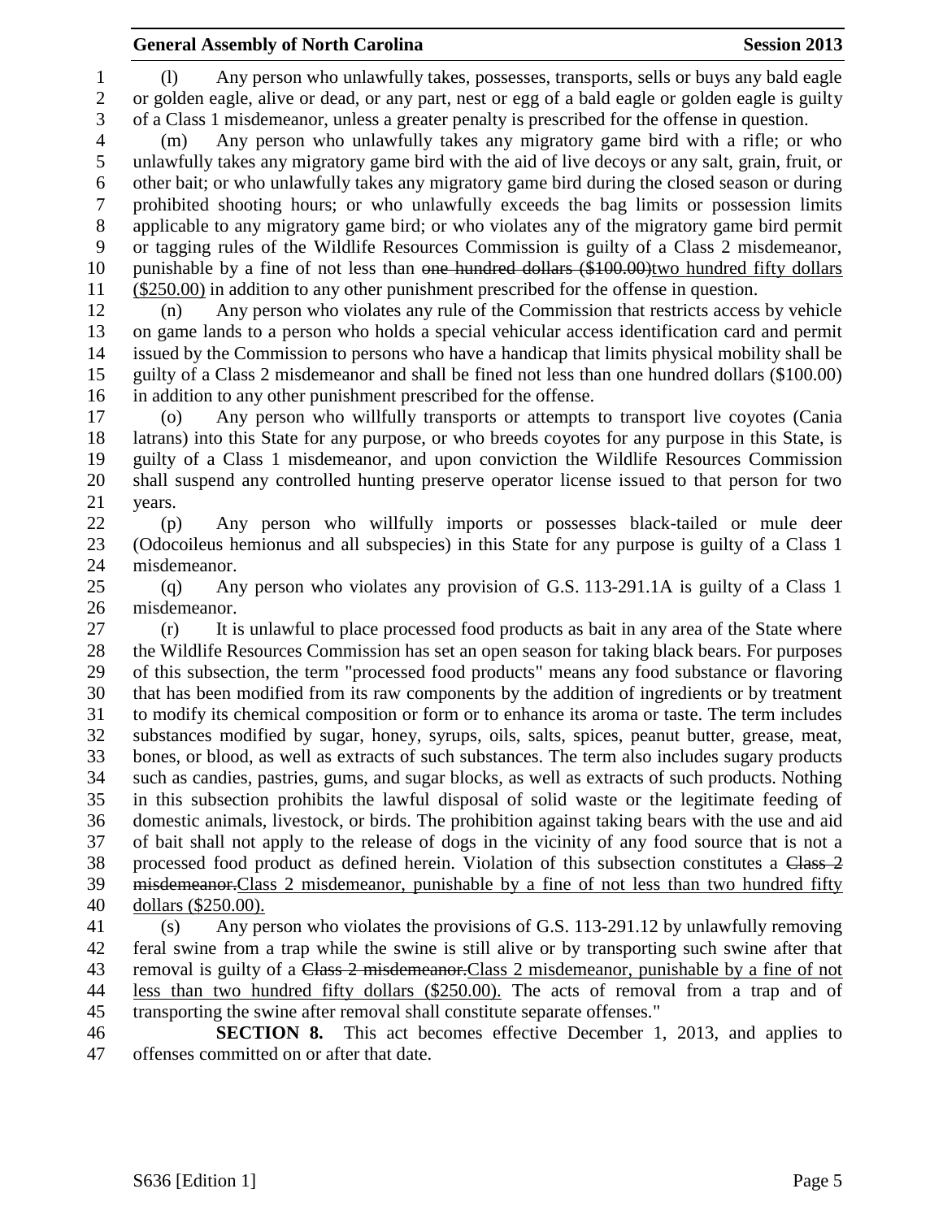(l) Any person who unlawfully takes, possesses, transports, sells or buys any bald eagle or golden eagle, alive or dead, or any part, nest or egg of a bald eagle or golden eagle is guilty of a Class 1 misdemeanor, unless a greater penalty is prescribed for the offense in question.

(m) Any person who unlawfully takes any migratory game bird with a rifle; or who unlawfully takes any migratory game bird with the aid of live decoys or any salt, grain, fruit, or other bait; or who unlawfully takes any migratory game bird during the closed season or during prohibited shooting hours; or who unlawfully exceeds the bag limits or possession limits applicable to any migratory game bird; or who violates any of the migratory game bird permit or tagging rules of the Wildlife Resources Commission is guilty of a Class 2 misdemeanor, punishable by a fine of not less than ~~one hundred dollars ($100.00)~~two hundred fifty dollars ($250.00) in addition to any other punishment prescribed for the offense in question.

(n) Any person who violates any rule of the Commission that restricts access by vehicle on game lands to a person who holds a special vehicular access identification card and permit issued by the Commission to persons who have a handicap that limits physical mobility shall be guilty of a Class 2 misdemeanor and shall be fined not less than one hundred dollars ($100.00) in addition to any other punishment prescribed for the offense.

(o) Any person who willfully transports or attempts to transport live coyotes (Cania latrans) into this State for any purpose, or who breeds coyotes for any purpose in this State, is guilty of a Class 1 misdemeanor, and upon conviction the Wildlife Resources Commission shall suspend any controlled hunting preserve operator license issued to that person for two years.

(p) Any person who willfully imports or possesses black-tailed or mule deer (Odocoileus hemionus and all subspecies) in this State for any purpose is guilty of a Class 1 misdemeanor.

(q) Any person who violates any provision of G.S. 113-291.1A is guilty of a Class 1 misdemeanor.

(r) It is unlawful to place processed food products as bait in any area of the State where the Wildlife Resources Commission has set an open season for taking black bears. For purposes of this subsection, the term "processed food products" means any food substance or flavoring that has been modified from its raw components by the addition of ingredients or by treatment to modify its chemical composition or form or to enhance its aroma or taste. The term includes substances modified by sugar, honey, syrups, oils, salts, spices, peanut butter, grease, meat, bones, or blood, as well as extracts of such substances. The term also includes sugary products such as candies, pastries, gums, and sugar blocks, as well as extracts of such products. Nothing in this subsection prohibits the lawful disposal of solid waste or the legitimate feeding of domestic animals, livestock, or birds. The prohibition against taking bears with the use and aid of bait shall not apply to the release of dogs in the vicinity of any food source that is not a processed food product as defined herein. Violation of this subsection constitutes a ~~Class 2 misdemeanor.~~Class 2 misdemeanor, punishable by a fine of not less than two hundred fifty dollars ($250.00).

(s) Any person who violates the provisions of G.S. 113-291.12 by unlawfully removing feral swine from a trap while the swine is still alive or by transporting such swine after that removal is guilty of a ~~Class 2 misdemeanor.~~Class 2 misdemeanor, punishable by a fine of not less than two hundred fifty dollars ($250.00). The acts of removal from a trap and of transporting the swine after removal shall constitute separate offenses."

**SECTION 8.** This act becomes effective December 1, 2013, and applies to offenses committed on or after that date.